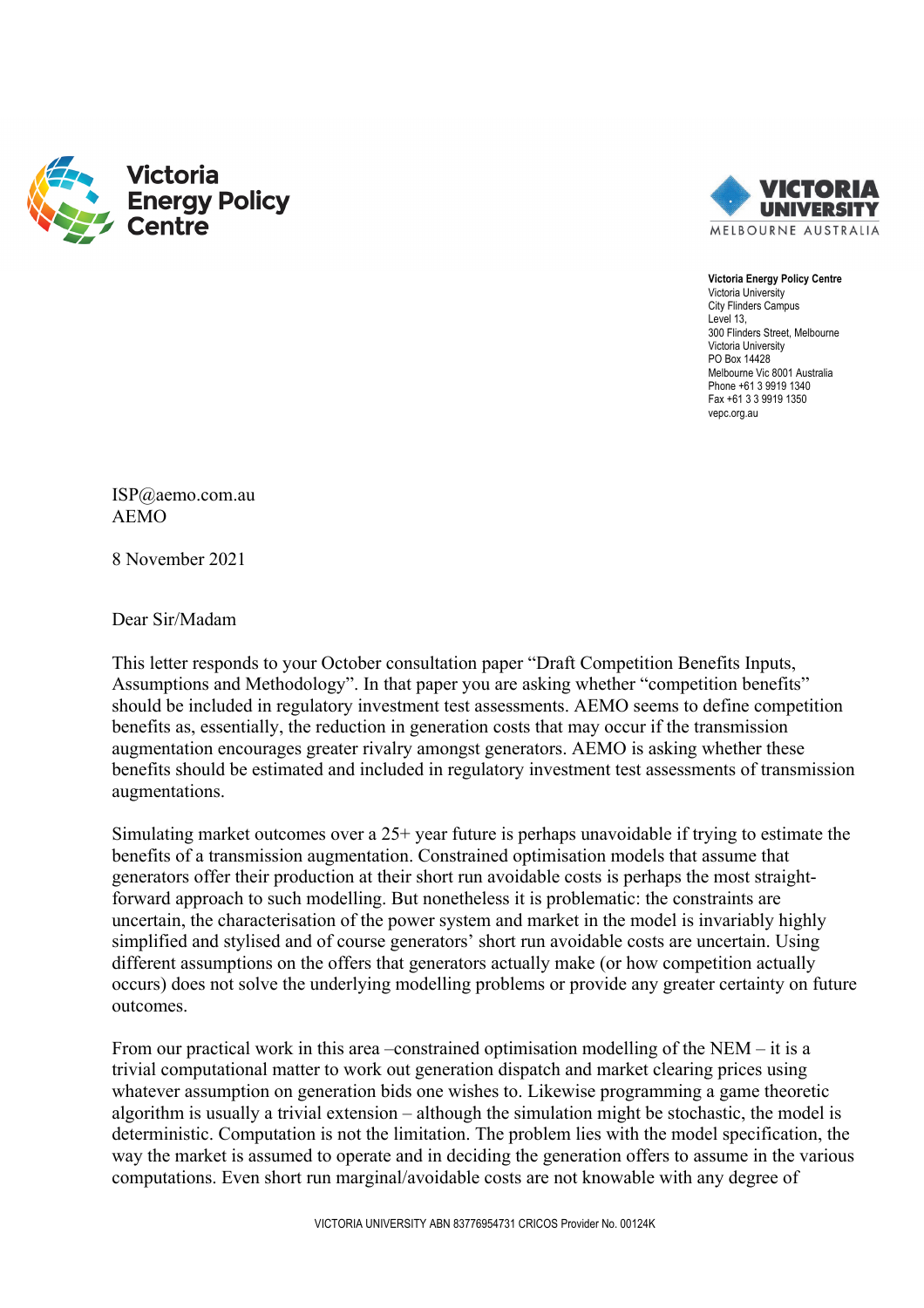**Victoria Energy Policy Centre**

**VICTORIA UNIVERSITY**
MELBOURNE AUSTRALIA

**Victoria Energy Policy Centre**
Victoria University
City Flinders Campus
Level 13,
300 Flinders Street, Melbourne
Victoria University
PO Box 14428
Melbourne Vic 8001 Australia
Phone +61 3 9919 1340
Fax +61 3 3 9919 1350
vepc.org.au

ISP@aemo.com.au
AEMO

8 November 2021

Dear Sir/Madam

This letter responds to your October consultation paper "Draft Competition Benefits Inputs, Assumptions and Methodology". In that paper you are asking whether "competition benefits" should be included in regulatory investment test assessments. AEMO seems to define competition benefits as, essentially, the reduction in generation costs that may occur if the transmission augmentation encourages greater rivalry amongst generators. AEMO is asking whether these benefits should be estimated and included in regulatory investment test assessments of transmission augmentations.

Simulating market outcomes over a 25+ year future is perhaps unavoidable if trying to estimate the benefits of a transmission augmentation. Constrained optimisation models that assume that generators offer their production at their short run avoidable costs is perhaps the most straight-forward approach to such modelling. But nonetheless it is problematic: the constraints are uncertain, the characterisation of the power system and market in the model is invariably highly simplified and stylised and of course generators' short run avoidable costs are uncertain. Using different assumptions on the offers that generators actually make (or how competition actually occurs) does not solve the underlying modelling problems or provide any greater certainty on future outcomes.

From our practical work in this area –constrained optimisation modelling of the NEM – it is a trivial computational matter to work out generation dispatch and market clearing prices using whatever assumption on generation bids one wishes to. Likewise programming a game theoretic algorithm is usually a trivial extension – although the simulation might be stochastic, the model is deterministic. Computation is not the limitation. The problem lies with the model specification, the way the market is assumed to operate and in deciding the generation offers to assume in the various computations. Even short run marginal/avoidable costs are not knowable with any degree of

VICTORIA UNIVERSITY ABN 83776954731 CRICOS Provider No. 00124K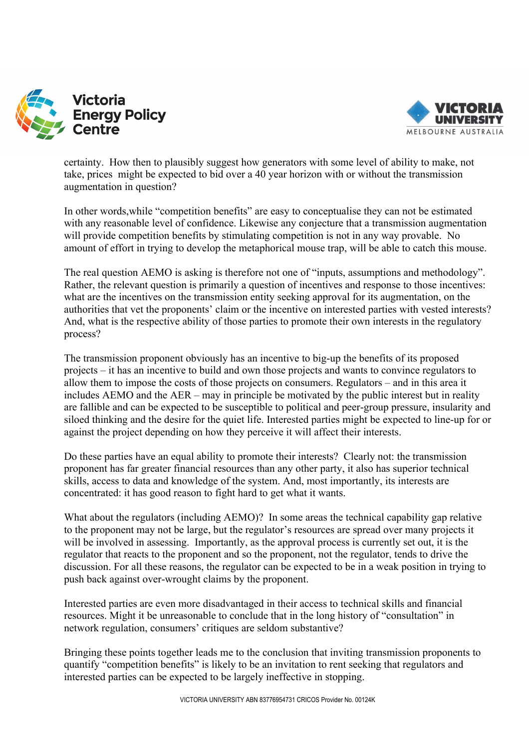certainty. How then to plausibly suggest how generators with some level of ability to make, not take, prices might be expected to bid over a 40 year horizon with or without the transmission augmentation in question?

In other words,while "competition benefits" are easy to conceptualise they can not be estimated with any reasonable level of confidence. Likewise any conjecture that a transmission augmentation will provide competition benefits by stimulating competition is not in any way provable. No amount of effort in trying to develop the metaphorical mouse trap, will be able to catch this mouse.

The real question AEMO is asking is therefore not one of "inputs, assumptions and methodology". Rather, the relevant question is primarily a question of incentives and response to those incentives: what are the incentives on the transmission entity seeking approval for its augmentation, on the authorities that vet the proponents' claim or the incentive on interested parties with vested interests? And, what is the respective ability of those parties to promote their own interests in the regulatory process?

The transmission proponent obviously has an incentive to big-up the benefits of its proposed projects – it has an incentive to build and own those projects and wants to convince regulators to allow them to impose the costs of those projects on consumers. Regulators – and in this area it includes AEMO and the AER – may in principle be motivated by the public interest but in reality are fallible and can be expected to be susceptible to political and peer-group pressure, insularity and siloed thinking and the desire for the quiet life. Interested parties might be expected to line-up for or against the project depending on how they perceive it will affect their interests.

Do these parties have an equal ability to promote their interests? Clearly not: the transmission proponent has far greater financial resources than any other party, it also has superior technical skills, access to data and knowledge of the system. And, most importantly, its interests are concentrated: it has good reason to fight hard to get what it wants.

What about the regulators (including AEMO)? In some areas the technical capability gap relative to the proponent may not be large, but the regulator's resources are spread over many projects it will be involved in assessing. Importantly, as the approval process is currently set out, it is the regulator that reacts to the proponent and so the proponent, not the regulator, tends to drive the discussion. For all these reasons, the regulator can be expected to be in a weak position in trying to push back against over-wrought claims by the proponent.

Interested parties are even more disadvantaged in their access to technical skills and financial resources. Might it be unreasonable to conclude that in the long history of "consultation" in network regulation, consumers' critiques are seldom substantive?

Bringing these points together leads me to the conclusion that inviting transmission proponents to quantify "competition benefits" is likely to be an invitation to rent seeking that regulators and interested parties can be expected to be largely ineffective in stopping.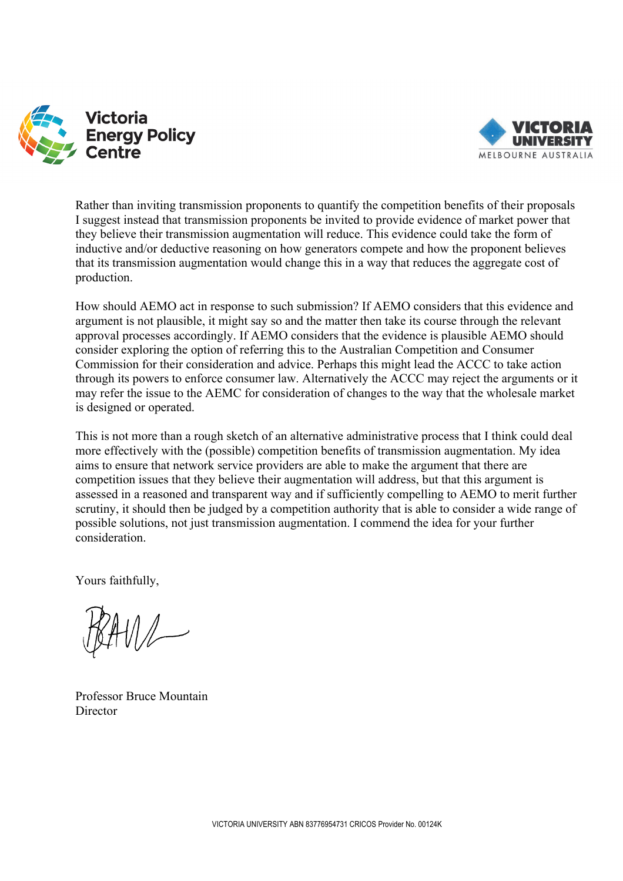Rather than inviting transmission proponents to quantify the competition benefits of their proposals I suggest instead that transmission proponents be invited to provide evidence of market power that they believe their transmission augmentation will reduce. This evidence could take the form of inductive and/or deductive reasoning on how generators compete and how the proponent believes that its transmission augmentation would change this in a way that reduces the aggregate cost of production.

How should AEMO act in response to such submission? If AEMO considers that this evidence and argument is not plausible, it might say so and the matter then take its course through the relevant approval processes accordingly. If AEMO considers that the evidence is plausible AEMO should consider exploring the option of referring this to the Australian Competition and Consumer Commission for their consideration and advice. Perhaps this might lead the ACCC to take action through its powers to enforce consumer law. Alternatively the ACCC may reject the arguments or it may refer the issue to the AEMC for consideration of changes to the way that the wholesale market is designed or operated.

This is not more than a rough sketch of an alternative administrative process that I think could deal more effectively with the (possible) competition benefits of transmission augmentation. My idea aims to ensure that network service providers are able to make the argument that there are competition issues that they believe their augmentation will address, but that this argument is assessed in a reasoned and transparent way and if sufficiently compelling to AEMO to merit further scrutiny, it should then be judged by a competition authority that is able to consider a wide range of possible solutions, not just transmission augmentation. I commend the idea for your further consideration.

Yours faithfully,

Professor Bruce Mountain
Director